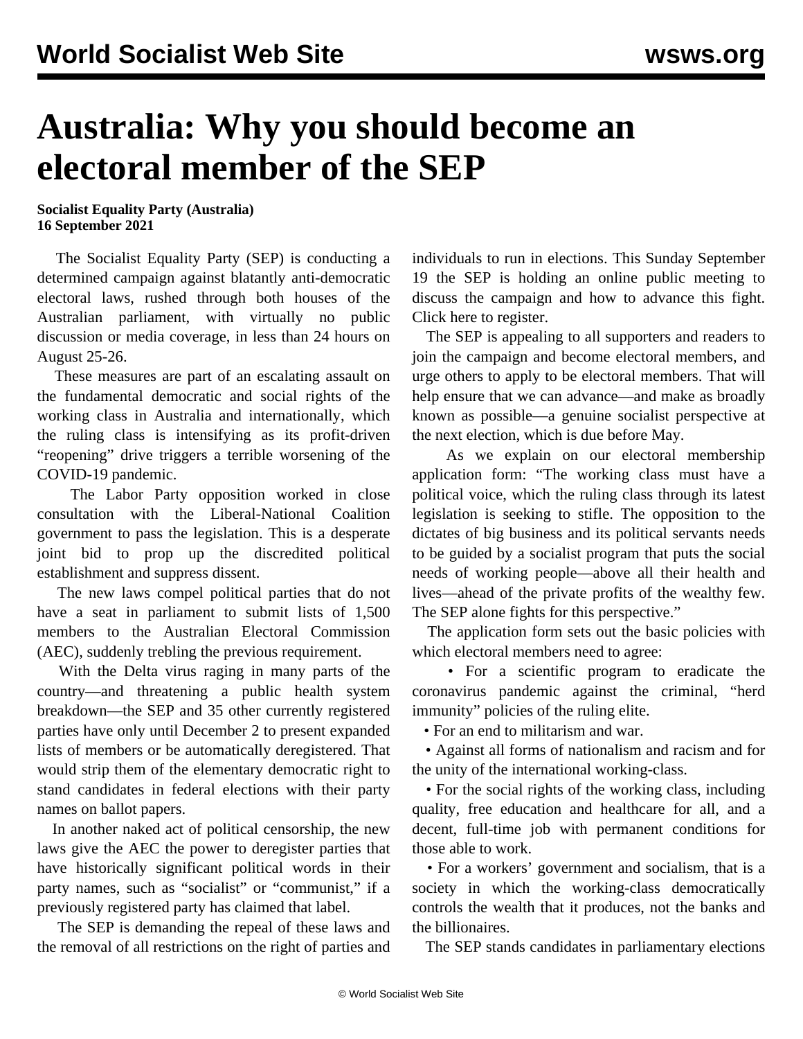# Australia: Why you should become an electoral member of the SEP

**Socialist Equality Party (Australia)**
**16 September 2021**

The Socialist Equality Party (SEP) is conducting a determined campaign against blatantly anti-democratic electoral laws, rushed through both houses of the Australian parliament, with virtually no public discussion or media coverage, in less than 24 hours on August 25-26.

These measures are part of an escalating assault on the fundamental democratic and social rights of the working class in Australia and internationally, which the ruling class is intensifying as its profit-driven "reopening" drive triggers a terrible worsening of the COVID-19 pandemic.

The Labor Party opposition worked in close consultation with the Liberal-National Coalition government to pass the legislation. This is a desperate joint bid to prop up the discredited political establishment and suppress dissent.

The new laws compel political parties that do not have a seat in parliament to submit lists of 1,500 members to the Australian Electoral Commission (AEC), suddenly trebling the previous requirement.

With the Delta virus raging in many parts of the country—and threatening a public health system breakdown—the SEP and 35 other currently registered parties have only until December 2 to present expanded lists of members or be automatically deregistered. That would strip them of the elementary democratic right to stand candidates in federal elections with their party names on ballot papers.

In another naked act of political censorship, the new laws give the AEC the power to deregister parties that have historically significant political words in their party names, such as "socialist" or "communist," if a previously registered party has claimed that label.

The SEP is demanding the repeal of these laws and the removal of all restrictions on the right of parties and individuals to run in elections. This Sunday September 19 the SEP is holding an online public meeting to discuss the campaign and how to advance this fight. Click here to register.

The SEP is appealing to all supporters and readers to join the campaign and become electoral members, and urge others to apply to be electoral members. That will help ensure that we can advance—and make as broadly known as possible—a genuine socialist perspective at the next election, which is due before May.

As we explain on our electoral membership application form: "The working class must have a political voice, which the ruling class through its latest legislation is seeking to stifle. The opposition to the dictates of big business and its political servants needs to be guided by a socialist program that puts the social needs of working people—above all their health and lives—ahead of the private profits of the wealthy few. The SEP alone fights for this perspective."

The application form sets out the basic policies with which electoral members need to agree:

- For a scientific program to eradicate the coronavirus pandemic against the criminal, "herd immunity" policies of the ruling elite.
- For an end to militarism and war.
- Against all forms of nationalism and racism and for the unity of the international working-class.
- For the social rights of the working class, including quality, free education and healthcare for all, and a decent, full-time job with permanent conditions for those able to work.
- For a workers' government and socialism, that is a society in which the working-class democratically controls the wealth that it produces, not the banks and the billionaires.

The SEP stands candidates in parliamentary elections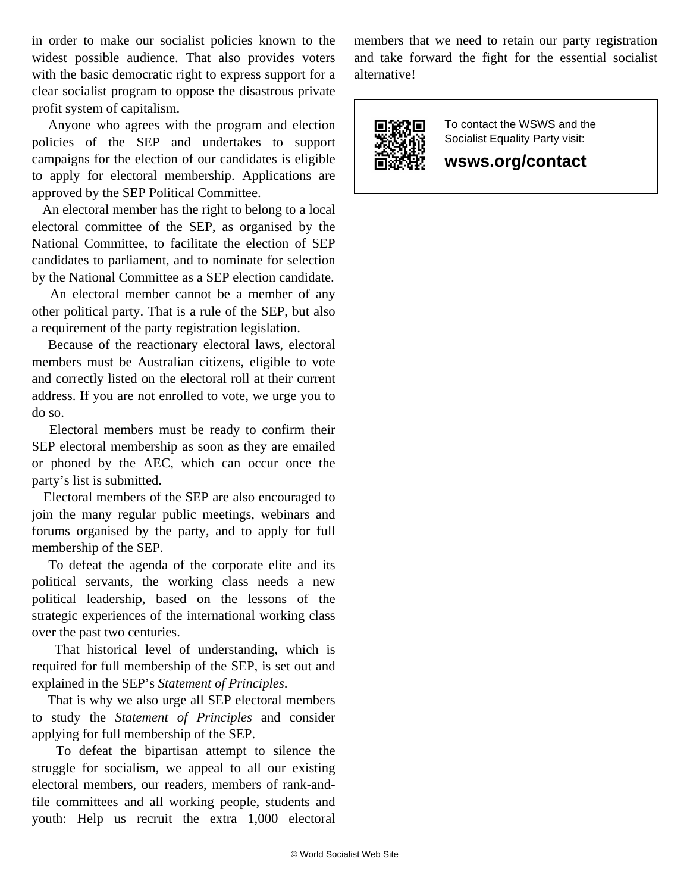in order to make our socialist policies known to the widest possible audience. That also provides voters with the basic democratic right to express support for a clear socialist program to oppose the disastrous private profit system of capitalism.

Anyone who agrees with the program and election policies of the SEP and undertakes to support campaigns for the election of our candidates is eligible to apply for electoral membership. Applications are approved by the SEP Political Committee.

An electoral member has the right to belong to a local electoral committee of the SEP, as organised by the National Committee, to facilitate the election of SEP candidates to parliament, and to nominate for selection by the National Committee as a SEP election candidate.

An electoral member cannot be a member of any other political party. That is a rule of the SEP, but also a requirement of the party registration legislation.

Because of the reactionary electoral laws, electoral members must be Australian citizens, eligible to vote and correctly listed on the electoral roll at their current address. If you are not enrolled to vote, we urge you to do so.

Electoral members must be ready to confirm their SEP electoral membership as soon as they are emailed or phoned by the AEC, which can occur once the party's list is submitted.

Electoral members of the SEP are also encouraged to join the many regular public meetings, webinars and forums organised by the party, and to apply for full membership of the SEP.

To defeat the agenda of the corporate elite and its political servants, the working class needs a new political leadership, based on the lessons of the strategic experiences of the international working class over the past two centuries.

That historical level of understanding, which is required for full membership of the SEP, is set out and explained in the SEP's *Statement of Principles*.

That is why we also urge all SEP electoral members to study the *Statement of Principles* and consider applying for full membership of the SEP.

To defeat the bipartisan attempt to silence the struggle for socialism, we appeal to all our existing electoral members, our readers, members of rank-and-file committees and all working people, students and youth: Help us recruit the extra 1,000 electoral members that we need to retain our party registration and take forward the fight for the essential socialist alternative!

To contact the WSWS and the Socialist Equality Party visit:

**wsws.org/contact**